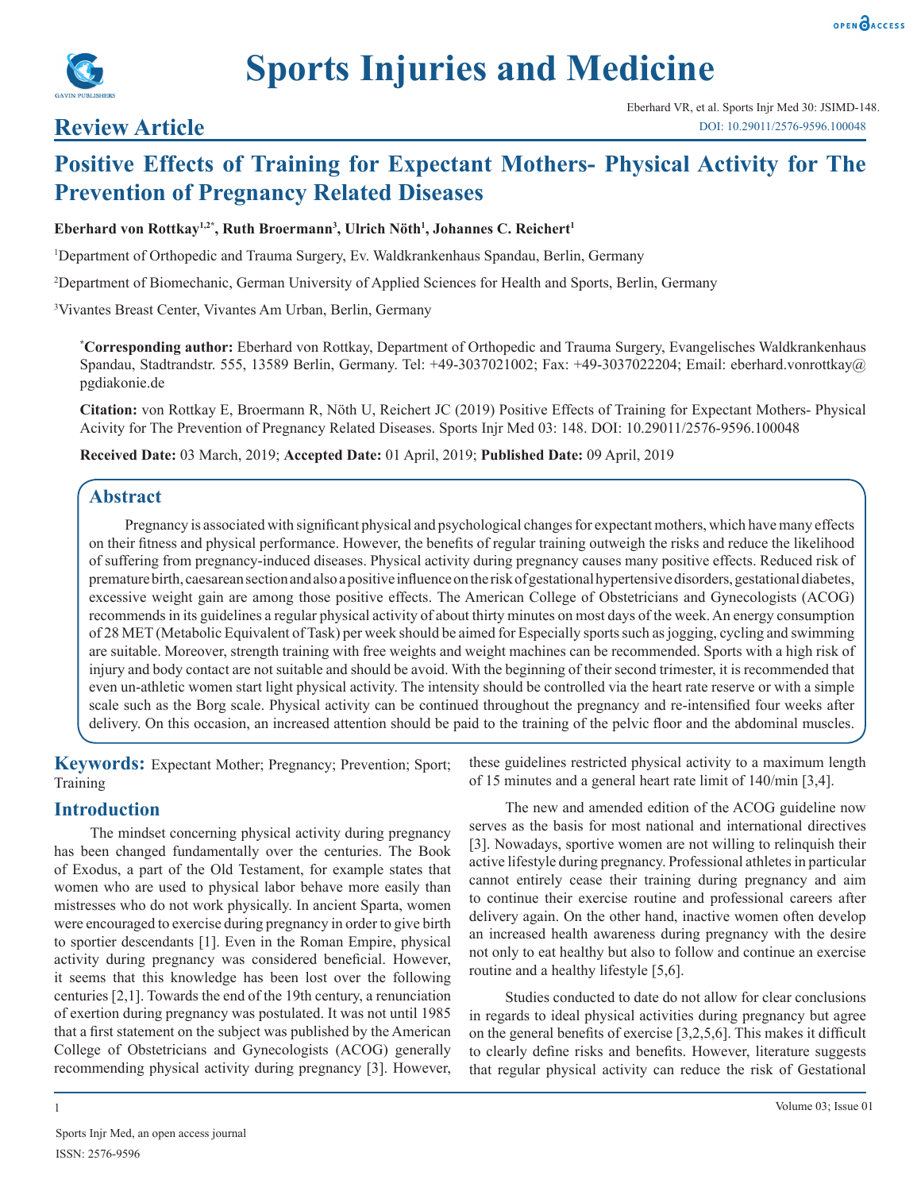# Sports Injuries and Medicine

## Review Article

# Positive Effects of Training for Expectant Mothers- Physical Activity for The Prevention of Pregnancy Related Diseases

**Eberhard von Rottkay[1,2*], Ruth Broermann[3], Ulrich Nöth[1], Johannes C. Reichert[1]**

[1]Department of Orthopedic and Trauma Surgery, Ev. Waldkrankenhaus Spandau, Berlin, Germany

[2]Department of Biomechanic, German University of Applied Sciences for Health and Sports, Berlin, Germany

[3]Vivantes Breast Center, Vivantes Am Urban, Berlin, Germany

**[*]Corresponding author:** Eberhard von Rottkay, Department of Orthopedic and Trauma Surgery, Evangelisches Waldkrankenhaus Spandau, Stadtrandstr. 555, 13589 Berlin, Germany. Tel: +49-3037021002; Fax: +49-3037022204; Email: eberhard.vonrottkay@pgdiakonie.de

**Citation:** von Rottkay E, Broermann R, Nöth U, Reichert JC (2019) Positive Effects of Training for Expectant Mothers- Physical Activity for The Prevention of Pregnancy Related Diseases. Sports Injr Med 03: 148. DOI: 10.29011/2576-9596.100048

**Received Date:** 03 March, 2019; **Accepted Date:** 01 April, 2019; **Published Date:** 09 April, 2019

## Abstract

Pregnancy is associated with significant physical and psychological changes for expectant mothers, which have many effects on their fitness and physical performance. However, the benefits of regular training outweigh the risks and reduce the likelihood of suffering from pregnancy-induced diseases. Physical activity during pregnancy causes many positive effects. Reduced risk of premature birth, caesarean section and also a positive influence on the risk of gestational hypertensive disorders, gestational diabetes, excessive weight gain are among those positive effects. The American College of Obstetricians and Gynecologists (ACOG) recommends in its guidelines a regular physical activity of about thirty minutes on most days of the week. An energy consumption of 28 MET (Metabolic Equivalent of Task) per week should be aimed for Especially sports such as jogging, cycling and swimming are suitable. Moreover, strength training with free weights and weight machines can be recommended. Sports with a high risk of injury and body contact are not suitable and should be avoid. With the beginning of their second trimester, it is recommended that even un-athletic women start light physical activity. The intensity should be controlled via the heart rate reserve or with a simple scale such as the Borg scale. Physical activity can be continued throughout the pregnancy and re-intensified four weeks after delivery. On this occasion, an increased attention should be paid to the training of the pelvic floor and the abdominal muscles.

**Keywords:** Expectant Mother; Pregnancy; Prevention; Sport; Training

## Introduction

The mindset concerning physical activity during pregnancy has been changed fundamentally over the centuries. The Book of Exodus, a part of the Old Testament, for example states that women who are used to physical labor behave more easily than mistresses who do not work physically. In ancient Sparta, women were encouraged to exercise during pregnancy in order to give birth to sportier descendants [1]. Even in the Roman Empire, physical activity during pregnancy was considered beneficial. However, it seems that this knowledge has been lost over the following centuries [2,1]. Towards the end of the 19th century, a renunciation of exertion during pregnancy was postulated. It was not until 1985 that a first statement on the subject was published by the American College of Obstetricians and Gynecologists (ACOG) generally recommending physical activity during pregnancy [3]. However, these guidelines restricted physical activity to a maximum length of 15 minutes and a general heart rate limit of 140/min [3,4].

The new and amended edition of the ACOG guideline now serves as the basis for most national and international directives [3]. Nowadays, sportive women are not willing to relinquish their active lifestyle during pregnancy. Professional athletes in particular cannot entirely cease their training during pregnancy and aim to continue their exercise routine and professional careers after delivery again. On the other hand, inactive women often develop an increased health awareness during pregnancy with the desire not only to eat healthy but also to follow and continue an exercise routine and a healthy lifestyle [5,6].

Studies conducted to date do not allow for clear conclusions in regards to ideal physical activities during pregnancy but agree on the general benefits of exercise [3,2,5,6]. This makes it difficult to clearly define risks and benefits. However, literature suggests that regular physical activity can reduce the risk of Gestational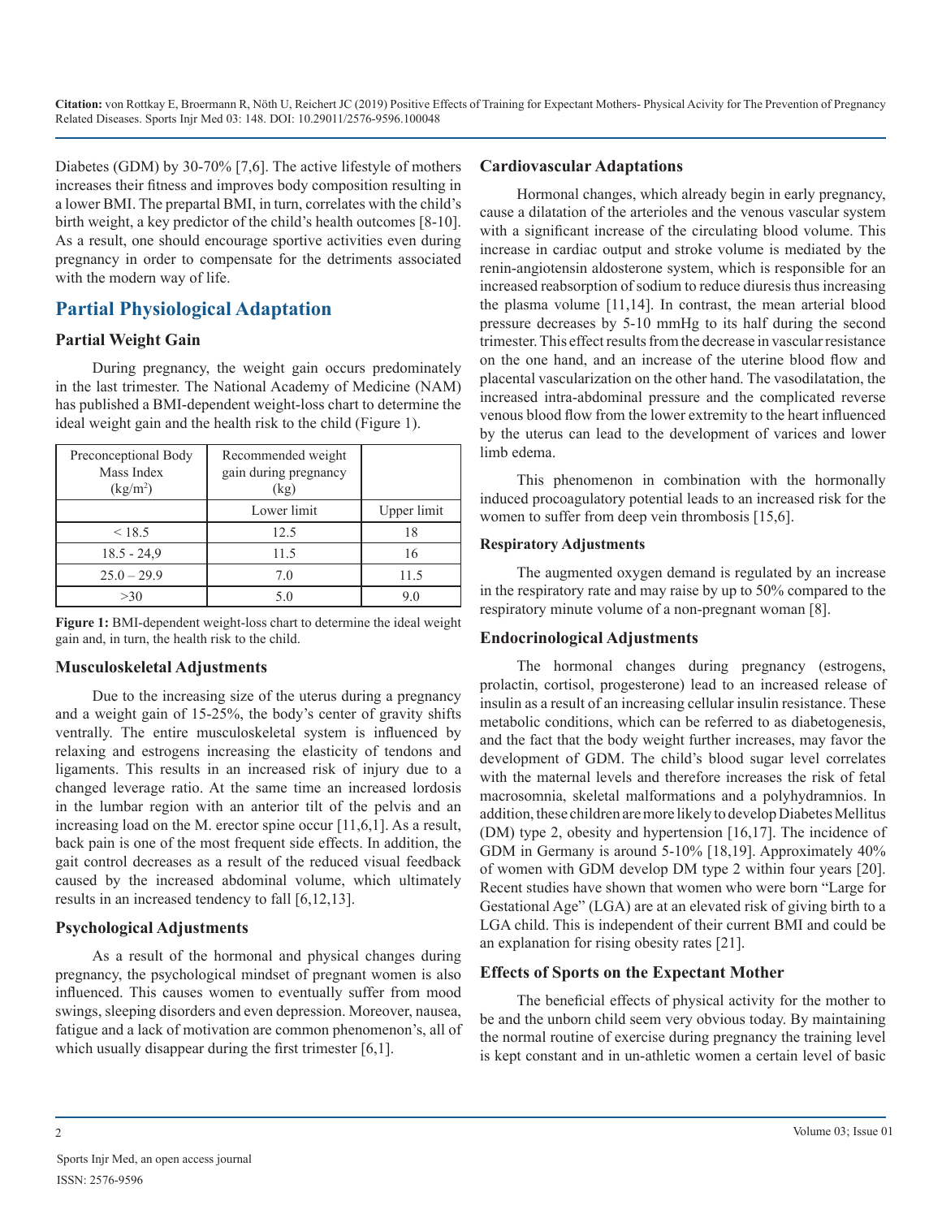Diabetes (GDM) by 30-70% [7,6]. The active lifestyle of mothers increases their fitness and improves body composition resulting in a lower BMI. The prepartal BMI, in turn, correlates with the child's birth weight, a key predictor of the child's health outcomes [8-10]. As a result, one should encourage sportive activities even during pregnancy in order to compensate for the detriments associated with the modern way of life.

## Partial Physiological Adaptation

### Partial Weight Gain

During pregnancy, the weight gain occurs predominately in the last trimester. The National Academy of Medicine (NAM) has published a BMI-dependent weight-loss chart to determine the ideal weight gain and the health risk to the child (Figure 1).

| Preconceptional Body Mass Index (kg/m$^2$) | Recommended weight gain during pregnancy (kg) | |
|---|---|---|
| | Lower limit | Upper limit |
| < 18.5 | 12.5 | 18 |
| 18.5 - 24,9 | 11.5 | 16 |
| 25.0 – 29.9 | 7.0 | 11.5 |
| >30 | 5.0 | 9.0 |

**Figure 1:** BMI-dependent weight-loss chart to determine the ideal weight gain and, in turn, the health risk to the child.

### Musculoskeletal Adjustments

Due to the increasing size of the uterus during a pregnancy and a weight gain of 15-25%, the body's center of gravity shifts ventrally. The entire musculoskeletal system is influenced by relaxing and estrogens increasing the elasticity of tendons and ligaments. This results in an increased risk of injury due to a changed leverage ratio. At the same time an increased lordosis in the lumbar region with an anterior tilt of the pelvis and an increasing load on the M. erector spine occur [11,6,1]. As a result, back pain is one of the most frequent side effects. In addition, the gait control decreases as a result of the reduced visual feedback caused by the increased abdominal volume, which ultimately results in an increased tendency to fall [6,12,13].

### Psychological Adjustments

As a result of the hormonal and physical changes during pregnancy, the psychological mindset of pregnant women is also influenced. This causes women to eventually suffer from mood swings, sleeping disorders and even depression. Moreover, nausea, fatigue and a lack of motivation are common phenomenon's, all of which usually disappear during the first trimester [6,1].

### Cardiovascular Adaptations

Hormonal changes, which already begin in early pregnancy, cause a dilatation of the arterioles and the venous vascular system with a significant increase of the circulating blood volume. This increase in cardiac output and stroke volume is mediated by the renin-angiotensin aldosterone system, which is responsible for an increased reabsorption of sodium to reduce diuresis thus increasing the plasma volume [11,14]. In contrast, the mean arterial blood pressure decreases by 5-10 mmHg to its half during the second trimester. This effect results from the decrease in vascular resistance on the one hand, and an increase of the uterine blood flow and placental vascularization on the other hand. The vasodilatation, the increased intra-abdominal pressure and the complicated reverse venous blood flow from the lower extremity to the heart influenced by the uterus can lead to the development of varices and lower limb edema.

This phenomenon in combination with the hormonally induced procoagulatory potential leads to an increased risk for the women to suffer from deep vein thrombosis [15,6].

#### Respiratory Adjustments

The augmented oxygen demand is regulated by an increase in the respiratory rate and may raise by up to 50% compared to the respiratory minute volume of a non-pregnant woman [8].

### Endocrinological Adjustments

The hormonal changes during pregnancy (estrogens, prolactin, cortisol, progesterone) lead to an increased release of insulin as a result of an increasing cellular insulin resistance. These metabolic conditions, which can be referred to as diabetogenesis, and the fact that the body weight further increases, may favor the development of GDM. The child's blood sugar level correlates with the maternal levels and therefore increases the risk of fetal macrosomnia, skeletal malformations and a polyhydramnios. In addition, these children are more likely to develop Diabetes Mellitus (DM) type 2, obesity and hypertension [16,17]. The incidence of GDM in Germany is around 5-10% [18,19]. Approximately 40% of women with GDM develop DM type 2 within four years [20]. Recent studies have shown that women who were born "Large for Gestational Age" (LGA) are at an elevated risk of giving birth to a LGA child. This is independent of their current BMI and could be an explanation for rising obesity rates [21].

### Effects of Sports on the Expectant Mother

The beneficial effects of physical activity for the mother to be and the unborn child seem very obvious today. By maintaining the normal routine of exercise during pregnancy the training level is kept constant and in un-athletic women a certain level of basic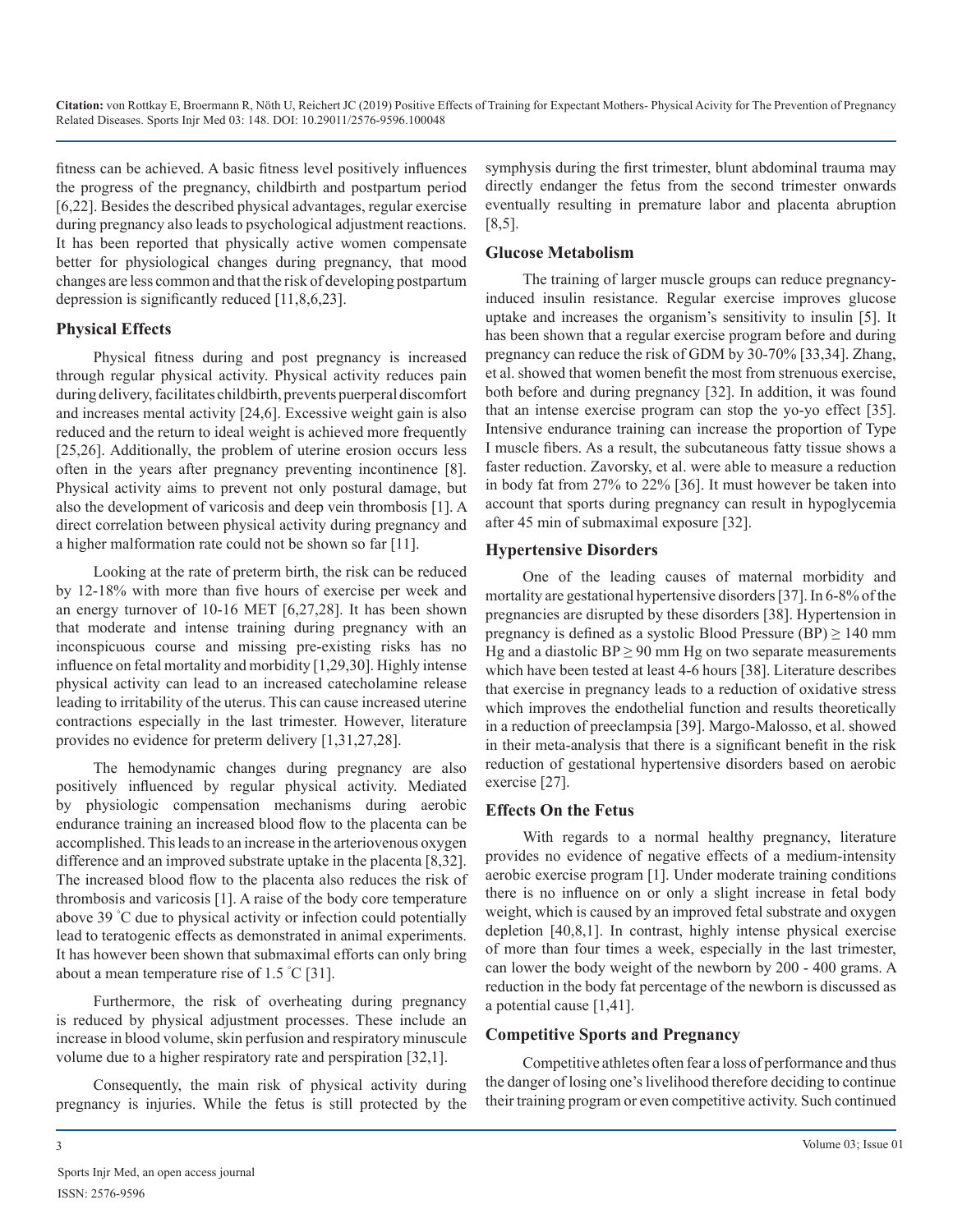fitness can be achieved. A basic fitness level positively influences the progress of the pregnancy, childbirth and postpartum period [6,22]. Besides the described physical advantages, regular exercise during pregnancy also leads to psychological adjustment reactions. It has been reported that physically active women compensate better for physiological changes during pregnancy, that mood changes are less common and that the risk of developing postpartum depression is significantly reduced [11,8,6,23].

## Physical Effects

Physical fitness during and post pregnancy is increased through regular physical activity. Physical activity reduces pain during delivery, facilitates childbirth, prevents puerperal discomfort and increases mental activity [24,6]. Excessive weight gain is also reduced and the return to ideal weight is achieved more frequently [25,26]. Additionally, the problem of uterine erosion occurs less often in the years after pregnancy preventing incontinence [8]. Physical activity aims to prevent not only postural damage, but also the development of varicosis and deep vein thrombosis [1]. A direct correlation between physical activity during pregnancy and a higher malformation rate could not be shown so far [11].

Looking at the rate of preterm birth, the risk can be reduced by 12-18% with more than five hours of exercise per week and an energy turnover of 10-16 MET [6,27,28]. It has been shown that moderate and intense training during pregnancy with an inconspicuous course and missing pre-existing risks has no influence on fetal mortality and morbidity [1,29,30]. Highly intense physical activity can lead to an increased catecholamine release leading to irritability of the uterus. This can cause increased uterine contractions especially in the last trimester. However, literature provides no evidence for preterm delivery [1,31,27,28].

The hemodynamic changes during pregnancy are also positively influenced by regular physical activity. Mediated by physiologic compensation mechanisms during aerobic endurance training an increased blood flow to the placenta can be accomplished. This leads to an increase in the arteriovenous oxygen difference and an improved substrate uptake in the placenta [8,32]. The increased blood flow to the placenta also reduces the risk of thrombosis and varicosis [1]. A raise of the body core temperature above 39 °C due to physical activity or infection could potentially lead to teratogenic effects as demonstrated in animal experiments. It has however been shown that submaximal efforts can only bring about a mean temperature rise of 1.5 °C [31].

Furthermore, the risk of overheating during pregnancy is reduced by physical adjustment processes. These include an increase in blood volume, skin perfusion and respiratory minuscule volume due to a higher respiratory rate and perspiration [32,1].

Consequently, the main risk of physical activity during pregnancy is injuries. While the fetus is still protected by the symphysis during the first trimester, blunt abdominal trauma may directly endanger the fetus from the second trimester onwards eventually resulting in premature labor and placenta abruption [8,5].

## Glucose Metabolism

The training of larger muscle groups can reduce pregnancy-induced insulin resistance. Regular exercise improves glucose uptake and increases the organism's sensitivity to insulin [5]. It has been shown that a regular exercise program before and during pregnancy can reduce the risk of GDM by 30-70% [33,34]. Zhang, et al. showed that women benefit the most from strenuous exercise, both before and during pregnancy [32]. In addition, it was found that an intense exercise program can stop the yo-yo effect [35]. Intensive endurance training can increase the proportion of Type I muscle fibers. As a result, the subcutaneous fatty tissue shows a faster reduction. Zavorsky, et al. were able to measure a reduction in body fat from 27% to 22% [36]. It must however be taken into account that sports during pregnancy can result in hypoglycemia after 45 min of submaximal exposure [32].

## Hypertensive Disorders

One of the leading causes of maternal morbidity and mortality are gestational hypertensive disorders [37]. In 6-8% of the pregnancies are disrupted by these disorders [38]. Hypertension in pregnancy is defined as a systolic Blood Pressure (BP) ≥ 140 mm Hg and a diastolic BP ≥ 90 mm Hg on two separate measurements which have been tested at least 4-6 hours [38]. Literature describes that exercise in pregnancy leads to a reduction of oxidative stress which improves the endothelial function and results theoretically in a reduction of preeclampsia [39]. Margo-Malosso, et al. showed in their meta-analysis that there is a significant benefit in the risk reduction of gestational hypertensive disorders based on aerobic exercise [27].

## Effects On the Fetus

With regards to a normal healthy pregnancy, literature provides no evidence of negative effects of a medium-intensity aerobic exercise program [1]. Under moderate training conditions there is no influence on or only a slight increase in fetal body weight, which is caused by an improved fetal substrate and oxygen depletion [40,8,1]. In contrast, highly intense physical exercise of more than four times a week, especially in the last trimester, can lower the body weight of the newborn by 200 - 400 grams. A reduction in the body fat percentage of the newborn is discussed as a potential cause [1,41].

## Competitive Sports and Pregnancy

Competitive athletes often fear a loss of performance and thus the danger of losing one's livelihood therefore deciding to continue their training program or even competitive activity. Such continued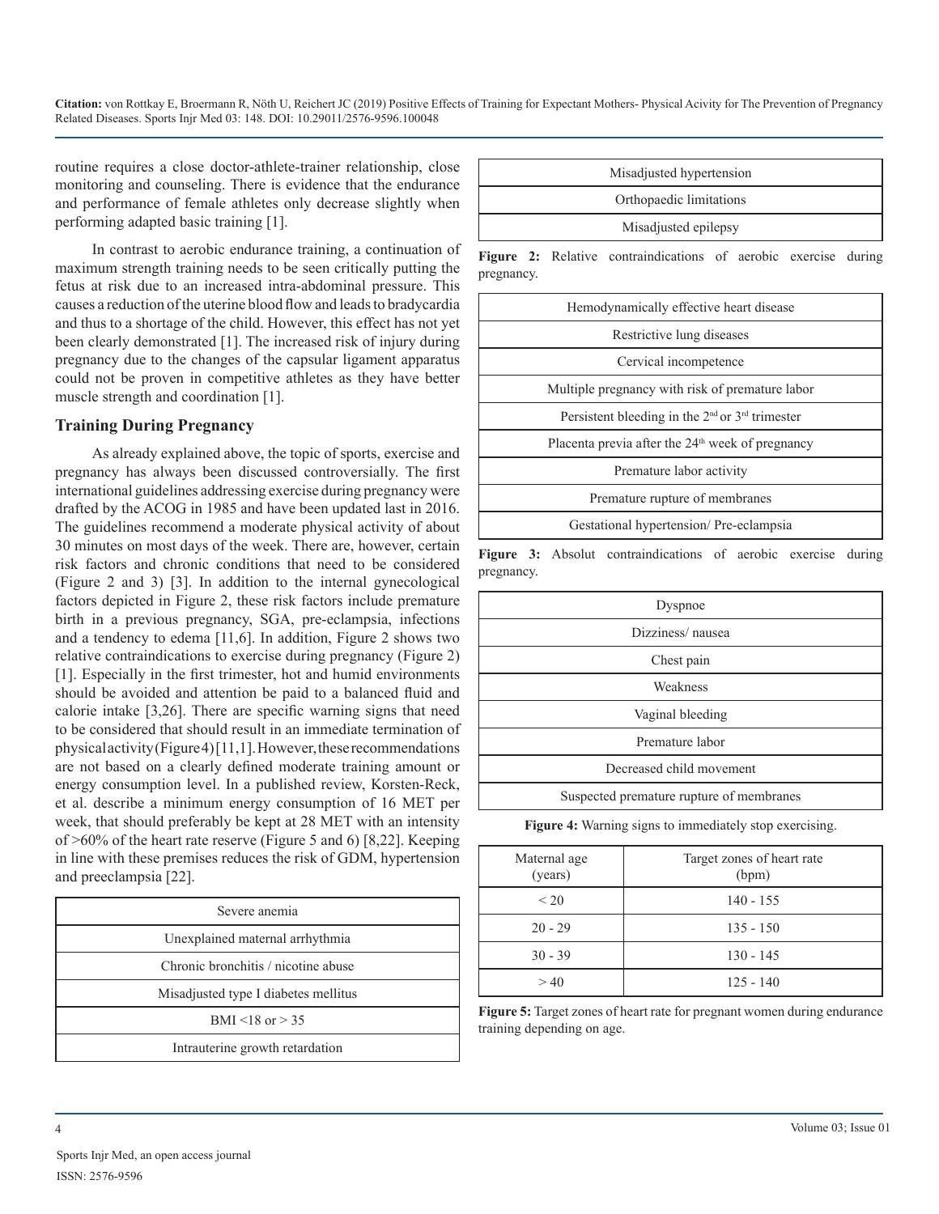routine requires a close doctor-athlete-trainer relationship, close monitoring and counseling. There is evidence that the endurance and performance of female athletes only decrease slightly when performing adapted basic training [1].

In contrast to aerobic endurance training, a continuation of maximum strength training needs to be seen critically putting the fetus at risk due to an increased intra-abdominal pressure. This causes a reduction of the uterine blood flow and leads to bradycardia and thus to a shortage of the child. However, this effect has not yet been clearly demonstrated [1]. The increased risk of injury during pregnancy due to the changes of the capsular ligament apparatus could not be proven in competitive athletes as they have better muscle strength and coordination [1].

## Training During Pregnancy

As already explained above, the topic of sports, exercise and pregnancy has always been discussed controversially. The first international guidelines addressing exercise during pregnancy were drafted by the ACOG in 1985 and have been updated last in 2016. The guidelines recommend a moderate physical activity of about 30 minutes on most days of the week. There are, however, certain risk factors and chronic conditions that need to be considered (Figure 2 and 3) [3]. In addition to the internal gynecological factors depicted in Figure 2, these risk factors include premature birth in a previous pregnancy, SGA, pre-eclampsia, infections and a tendency to edema [11,6]. In addition, Figure 2 shows two relative contraindications to exercise during pregnancy (Figure 2) [1]. Especially in the first trimester, hot and humid environments should be avoided and attention be paid to a balanced fluid and calorie intake [3,26]. There are specific warning signs that need to be considered that should result in an immediate termination of physical activity (Figure 4) [11,1]. However, these recommendations are not based on a clearly defined moderate training amount or energy consumption level. In a published review, Korsten-Reck, et al. describe a minimum energy consumption of 16 MET per week, that should preferably be kept at 28 MET with an intensity of >60% of the heart rate reserve (Figure 5 and 6) [8,22]. Keeping in line with these premises reduces the risk of GDM, hypertension and preeclampsia [22].

| Severe anemia |
|---|
| Unexplained maternal arrhythmia |
| Chronic bronchitis / nicotine abuse |
| Misadjusted type I diabetes mellitus |
| BMI <18 or > 35 |
| Intrauterine growth retardation |
| Misadjusted hypertension |
| Orthopaedic limitations |
| Misadjusted epilepsy |

**Figure 2:** Relative contraindications of aerobic exercise during pregnancy.

| Hemodynamically effective heart disease |
|---|
| Restrictive lung diseases |
| Cervical incompetence |
| Multiple pregnancy with risk of premature labor |
| Persistent bleeding in the 2nd or 3rd trimester |
| Placenta previa after the 24th week of pregnancy |
| Premature labor activity |
| Premature rupture of membranes |
| Gestational hypertension/ Pre-eclampsia |

**Figure 3:** Absolut contraindications of aerobic exercise during pregnancy.

| Dyspnoe |
|---|
| Dizziness/ nausea |
| Chest pain |
| Weakness |
| Vaginal bleeding |
| Premature labor |
| Decreased child movement |
| Suspected premature rupture of membranes |

**Figure 4:** Warning signs to immediately stop exercising.

| Maternal age (years) | Target zones of heart rate (bpm) |
|---|---|
| < 20 | 140 - 155 |
| 20 - 29 | 135 - 150 |
| 30 - 39 | 130 - 145 |
| > 40 | 125 - 140 |

**Figure 5:** Target zones of heart rate for pregnant women during endurance training depending on age.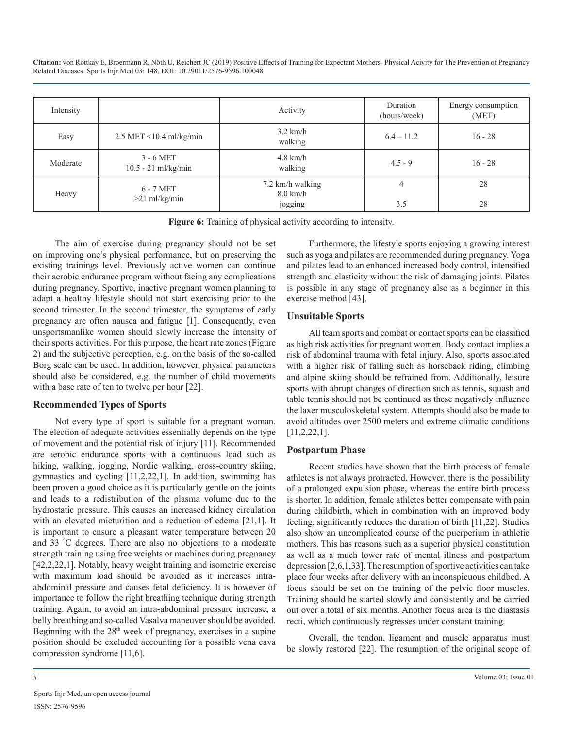| Intensity | | Activity | Duration (hours/week) | Energy consumption (MET) |
|---|---|---|---|---|
| Easy | 2.5 MET <10.4 ml/kg/min | 3.2 km/h walking | 6.4 – 11.2 | 16 - 28 |
| Moderate | 3 - 6 MET 10.5 - 21 ml/kg/min | 4.8 km/h walking | 4.5 - 9 | 16 - 28 |
| Heavy | 6 - 7 MET >21 ml/kg/min | 7.2 km/h walking | 4 | 28 |
| | | 8.0 km/h jogging | 3.5 | 28 |

**Figure 6:** Training of physical activity according to intensity.

The aim of exercise during pregnancy should not be set on improving one's physical performance, but on preserving the existing trainings level. Previously active women can continue their aerobic endurance program without facing any complications during pregnancy. Sportive, inactive pregnant women planning to adapt a healthy lifestyle should not start exercising prior to the second trimester. In the second trimester, the symptoms of early pregnancy are often nausea and fatigue [1]. Consequently, even unsportsmanlike women should slowly increase the intensity of their sports activities. For this purpose, the heart rate zones (Figure 2) and the subjective perception, e.g. on the basis of the so-called Borg scale can be used. In addition, however, physical parameters should also be considered, e.g. the number of child movements with a base rate of ten to twelve per hour [22].

## Recommended Types of Sports

Not every type of sport is suitable for a pregnant woman. The election of adequate activities essentially depends on the type of movement and the potential risk of injury [11]. Recommended are aerobic endurance sports with a continuous load such as hiking, walking, jogging, Nordic walking, cross-country skiing, gymnastics and cycling [11,2,22,1]. In addition, swimming has been proven a good choice as it is particularly gentle on the joints and leads to a redistribution of the plasma volume due to the hydrostatic pressure. This causes an increased kidney circulation with an elevated micturition and a reduction of edema [21,1]. It is important to ensure a pleasant water temperature between 20 and 33 °C degrees. There are also no objections to a moderate strength training using free weights or machines during pregnancy [42,2,22,1]. Notably, heavy weight training and isometric exercise with maximum load should be avoided as it increases intra-abdominal pressure and causes fetal deficiency. It is however of importance to follow the right breathing technique during strength training. Again, to avoid an intra-abdominal pressure increase, a belly breathing and so-called Vasalva maneuver should be avoided. Beginning with the 28th week of pregnancy, exercises in a supine position should be excluded accounting for a possible vena cava compression syndrome [11,6].

Furthermore, the lifestyle sports enjoying a growing interest such as yoga and pilates are recommended during pregnancy. Yoga and pilates lead to an enhanced increased body control, intensified strength and elasticity without the risk of damaging joints. Pilates is possible in any stage of pregnancy also as a beginner in this exercise method [43].

## Unsuitable Sports

All team sports and combat or contact sports can be classified as high risk activities for pregnant women. Body contact implies a risk of abdominal trauma with fetal injury. Also, sports associated with a higher risk of falling such as horseback riding, climbing and alpine skiing should be refrained from. Additionally, leisure sports with abrupt changes of direction such as tennis, squash and table tennis should not be continued as these negatively influence the laxer musculoskeletal system. Attempts should also be made to avoid altitudes over 2500 meters and extreme climatic conditions [11,2,22,1].

## Postpartum Phase

Recent studies have shown that the birth process of female athletes is not always protracted. However, there is the possibility of a prolonged expulsion phase, whereas the entire birth process is shorter. In addition, female athletes better compensate with pain during childbirth, which in combination with an improved body feeling, significantly reduces the duration of birth [11,22]. Studies also show an uncomplicated course of the puerperium in athletic mothers. This has reasons such as a superior physical constitution as well as a much lower rate of mental illness and postpartum depression [2,6,1,33]. The resumption of sportive activities can take place four weeks after delivery with an inconspicuous childbed. A focus should be set on the training of the pelvic floor muscles. Training should be started slowly and consistently and be carried out over a total of six months. Another focus area is the diastasis recti, which continuously regresses under constant training.

Overall, the tendon, ligament and muscle apparatus must be slowly restored [22]. The resumption of the original scope of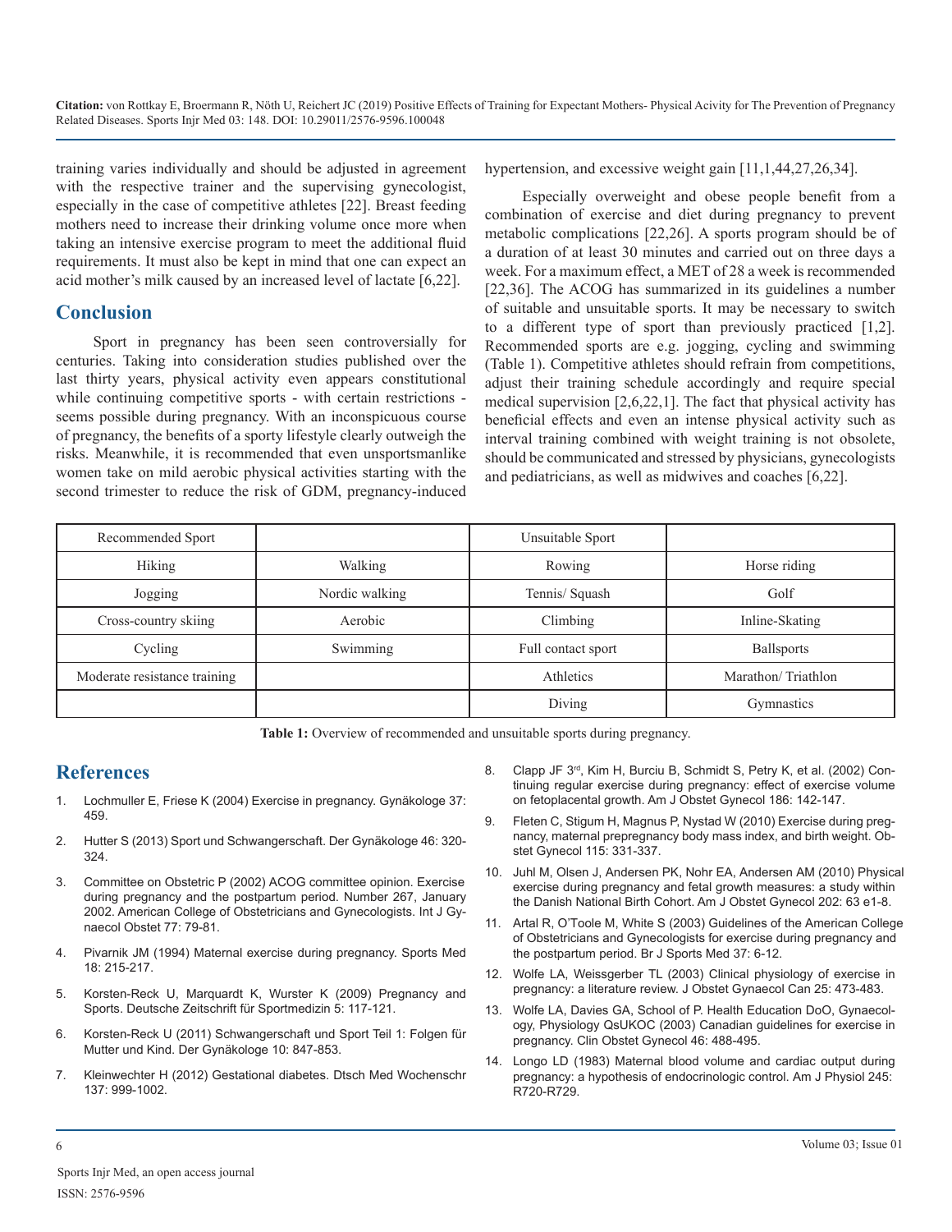training varies individually and should be adjusted in agreement with the respective trainer and the supervising gynecologist, especially in the case of competitive athletes [22]. Breast feeding mothers need to increase their drinking volume once more when taking an intensive exercise program to meet the additional fluid requirements. It must also be kept in mind that one can expect an acid mother's milk caused by an increased level of lactate [6,22].

## Conclusion

Sport in pregnancy has been seen controversially for centuries. Taking into consideration studies published over the last thirty years, physical activity even appears constitutional while continuing competitive sports - with certain restrictions - seems possible during pregnancy. With an inconspicuous course of pregnancy, the benefits of a sporty lifestyle clearly outweigh the risks. Meanwhile, it is recommended that even unsportsmanlike women take on mild aerobic physical activities starting with the second trimester to reduce the risk of GDM, pregnancy-induced hypertension, and excessive weight gain [11,1,44,27,26,34].

Especially overweight and obese people benefit from a combination of exercise and diet during pregnancy to prevent metabolic complications [22,26]. A sports program should be of a duration of at least 30 minutes and carried out on three days a week. For a maximum effect, a MET of 28 a week is recommended [22,36]. The ACOG has summarized in its guidelines a number of suitable and unsuitable sports. It may be necessary to switch to a different type of sport than previously practiced [1,2]. Recommended sports are e.g. jogging, cycling and swimming (Table 1). Competitive athletes should refrain from competitions, adjust their training schedule accordingly and require special medical supervision [2,6,22,1]. The fact that physical activity has beneficial effects and even an intense physical activity such as interval training combined with weight training is not obsolete, should be communicated and stressed by physicians, gynecologists and pediatricians, as well as midwives and coaches [6,22].

| Recommended Sport | | Unsuitable Sport | |
|---|---|---|---|
| Hiking | Walking | Rowing | Horse riding |
| Jogging | Nordic walking | Tennis/ Squash | Golf |
| Cross-country skiing | Aerobic | Climbing | Inline-Skating |
| Cycling | Swimming | Full contact sport | Ballsports |
| Moderate resistance training | | Athletics | Marathon/ Triathlon |
| | | Diving | Gymnastics |

**Table 1:** Overview of recommended and unsuitable sports during pregnancy.

## References

1. Lochmuller E, Friese K (2004) Exercise in pregnancy. Gynäkologe 37: 459.
2. Hutter S (2013) Sport und Schwangerschaft. Der Gynäkologe 46: 320-324.
3. Committee on Obstetric P (2002) ACOG committee opinion. Exercise during pregnancy and the postpartum period. Number 267, January 2002. American College of Obstetricians and Gynecologists. Int J Gynaecol Obstet 77: 79-81.
4. Pivarnik JM (1994) Maternal exercise during pregnancy. Sports Med 18: 215-217.
5. Korsten-Reck U, Marquardt K, Wurster K (2009) Pregnancy and Sports. Deutsche Zeitschrift für Sportmedizin 5: 117-121.
6. Korsten-Reck U (2011) Schwangerschaft und Sport Teil 1: Folgen für Mutter und Kind. Der Gynäkologe 10: 847-853.
7. Kleinwechter H (2012) Gestational diabetes. Dtsch Med Wochenschr 137: 999-1002.
8. Clapp JF 3rd, Kim H, Burciu B, Schmidt S, Petry K, et al. (2002) Continuing regular exercise during pregnancy: effect of exercise volume on fetoplacental growth. Am J Obstet Gynecol 186: 142-147.
9. Fleten C, Stigum H, Magnus P, Nystad W (2010) Exercise during pregnancy, maternal prepregnancy body mass index, and birth weight. Obstet Gynecol 115: 331-337.
10. Juhl M, Olsen J, Andersen PK, Nohr EA, Andersen AM (2010) Physical exercise during pregnancy and fetal growth measures: a study within the Danish National Birth Cohort. Am J Obstet Gynecol 202: 63 e1-8.
11. Artal R, O'Toole M, White S (2003) Guidelines of the American College of Obstetricians and Gynecologists for exercise during pregnancy and the postpartum period. Br J Sports Med 37: 6-12.
12. Wolfe LA, Weissgerber TL (2003) Clinical physiology of exercise in pregnancy: a literature review. J Obstet Gynaecol Can 25: 473-483.
13. Wolfe LA, Davies GA, School of P. Health Education DoO, Gynaecology, Physiology QsUKOC (2003) Canadian guidelines for exercise in pregnancy. Clin Obstet Gynecol 46: 488-495.
14. Longo LD (1983) Maternal blood volume and cardiac output during pregnancy: a hypothesis of endocrinologic control. Am J Physiol 245: R720-R729.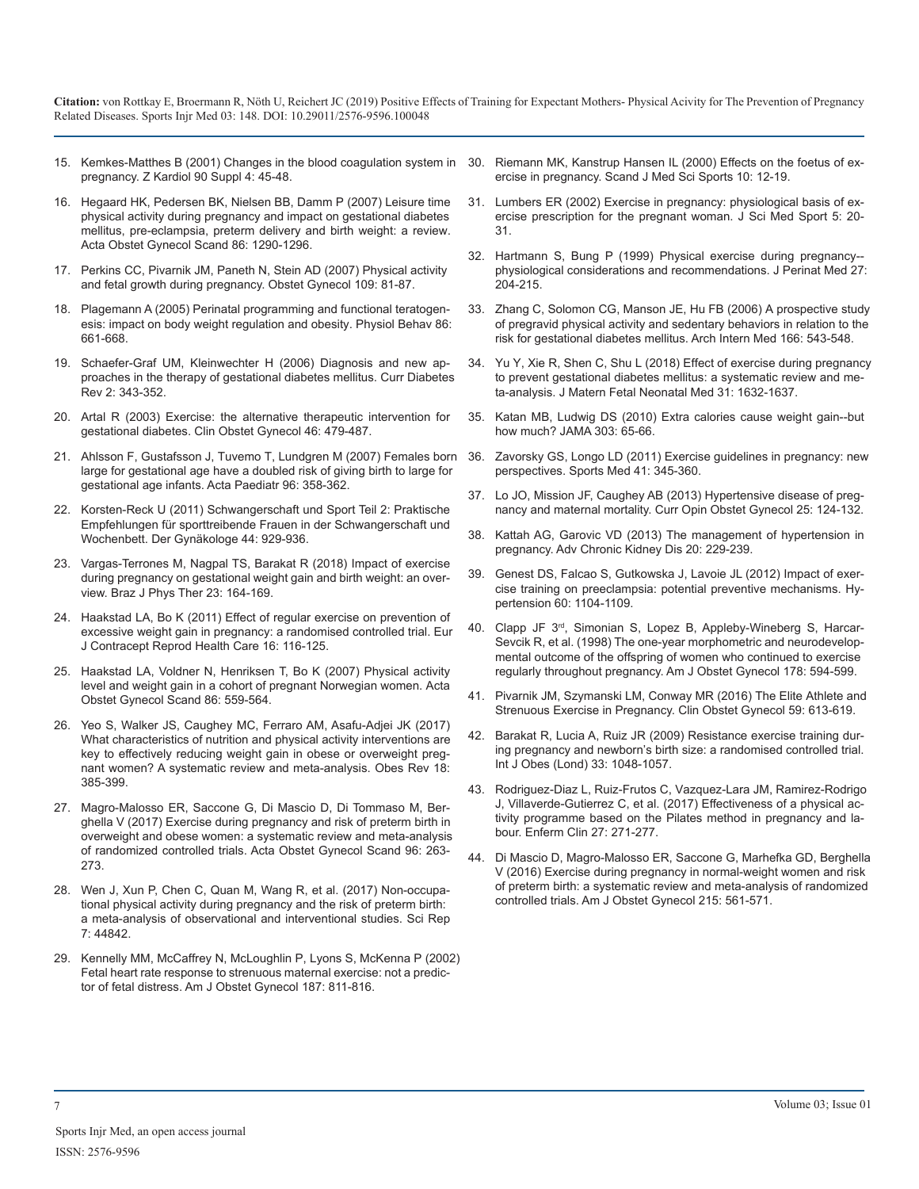15. Kemkes-Matthes B (2001) Changes in the blood coagulation system in pregnancy. Z Kardiol 90 Suppl 4: 45-48.

16. Hegaard HK, Pedersen BK, Nielsen BB, Damm P (2007) Leisure time physical activity during pregnancy and impact on gestational diabetes mellitus, pre-eclampsia, preterm delivery and birth weight: a review. Acta Obstet Gynecol Scand 86: 1290-1296.

17. Perkins CC, Pivarnik JM, Paneth N, Stein AD (2007) Physical activity and fetal growth during pregnancy. Obstet Gynecol 109: 81-87.

18. Plagemann A (2005) Perinatal programming and functional teratogenesis: impact on body weight regulation and obesity. Physiol Behav 86: 661-668.

19. Schaefer-Graf UM, Kleinwechter H (2006) Diagnosis and new approaches in the therapy of gestational diabetes mellitus. Curr Diabetes Rev 2: 343-352.

20. Artal R (2003) Exercise: the alternative therapeutic intervention for gestational diabetes. Clin Obstet Gynecol 46: 479-487.

21. Ahlsson F, Gustafsson J, Tuvemo T, Lundgren M (2007) Females born large for gestational age have a doubled risk of giving birth to large for gestational age infants. Acta Paediatr 96: 358-362.

22. Korsten-Reck U (2011) Schwangerschaft und Sport Teil 2: Praktische Empfehlungen für sporttreibende Frauen in der Schwangerschaft und Wochenbett. Der Gynäkologe 44: 929-936.

23. Vargas-Terrones M, Nagpal TS, Barakat R (2018) Impact of exercise during pregnancy on gestational weight gain and birth weight: an overview. Braz J Phys Ther 23: 164-169.

24. Haakstad LA, Bo K (2011) Effect of regular exercise on prevention of excessive weight gain in pregnancy: a randomised controlled trial. Eur J Contracept Reprod Health Care 16: 116-125.

25. Haakstad LA, Voldner N, Henriksen T, Bo K (2007) Physical activity level and weight gain in a cohort of pregnant Norwegian women. Acta Obstet Gynecol Scand 86: 559-564.

26. Yeo S, Walker JS, Caughey MC, Ferraro AM, Asafu-Adjei JK (2017) What characteristics of nutrition and physical activity interventions are key to effectively reducing weight gain in obese or overweight pregnant women? A systematic review and meta-analysis. Obes Rev 18: 385-399.

27. Magro-Malosso ER, Saccone G, Di Mascio D, Di Tommaso M, Berghella V (2017) Exercise during pregnancy and risk of preterm birth in overweight and obese women: a systematic review and meta-analysis of randomized controlled trials. Acta Obstet Gynecol Scand 96: 263-273.

28. Wen J, Xun P, Chen C, Quan M, Wang R, et al. (2017) Non-occupational physical activity during pregnancy and the risk of preterm birth: a meta-analysis of observational and interventional studies. Sci Rep 7: 44842.

29. Kennelly MM, McCaffrey N, McLoughlin P, Lyons S, McKenna P (2002) Fetal heart rate response to strenuous maternal exercise: not a predictor of fetal distress. Am J Obstet Gynecol 187: 811-816.

30. Riemann MK, Kanstrup Hansen IL (2000) Effects on the foetus of exercise in pregnancy. Scand J Med Sci Sports 10: 12-19.

31. Lumbers ER (2002) Exercise in pregnancy: physiological basis of exercise prescription for the pregnant woman. J Sci Med Sport 5: 20-31.

32. Hartmann S, Bung P (1999) Physical exercise during pregnancy--physiological considerations and recommendations. J Perinat Med 27: 204-215.

33. Zhang C, Solomon CG, Manson JE, Hu FB (2006) A prospective study of pregravid physical activity and sedentary behaviors in relation to the risk for gestational diabetes mellitus. Arch Intern Med 166: 543-548.

34. Yu Y, Xie R, Shen C, Shu L (2018) Effect of exercise during pregnancy to prevent gestational diabetes mellitus: a systematic review and meta-analysis. J Matern Fetal Neonatal Med 31: 1632-1637.

35. Katan MB, Ludwig DS (2010) Extra calories cause weight gain--but how much? JAMA 303: 65-66.

36. Zavorsky GS, Longo LD (2011) Exercise guidelines in pregnancy: new perspectives. Sports Med 41: 345-360.

37. Lo JO, Mission JF, Caughey AB (2013) Hypertensive disease of pregnancy and maternal mortality. Curr Opin Obstet Gynecol 25: 124-132.

38. Kattah AG, Garovic VD (2013) The management of hypertension in pregnancy. Adv Chronic Kidney Dis 20: 229-239.

39. Genest DS, Falcao S, Gutkowska J, Lavoie JL (2012) Impact of exercise training on preeclampsia: potential preventive mechanisms. Hypertension 60: 1104-1109.

40. Clapp JF 3rd, Simonian S, Lopez B, Appleby-Wineberg S, Harcar-Sevcik R, et al. (1998) The one-year morphometric and neurodevelopmental outcome of the offspring of women who continued to exercise regularly throughout pregnancy. Am J Obstet Gynecol 178: 594-599.

41. Pivarnik JM, Szymanski LM, Conway MR (2016) The Elite Athlete and Strenuous Exercise in Pregnancy. Clin Obstet Gynecol 59: 613-619.

42. Barakat R, Lucia A, Ruiz JR (2009) Resistance exercise training during pregnancy and newborn's birth size: a randomised controlled trial. Int J Obes (Lond) 33: 1048-1057.

43. Rodriguez-Diaz L, Ruiz-Frutos C, Vazquez-Lara JM, Ramirez-Rodrigo J, Villaverde-Gutierrez C, et al. (2017) Effectiveness of a physical activity programme based on the Pilates method in pregnancy and labour. Enferm Clin 27: 271-277.

44. Di Mascio D, Magro-Malosso ER, Saccone G, Marhefka GD, Berghella V (2016) Exercise during pregnancy in normal-weight women and risk of preterm birth: a systematic review and meta-analysis of randomized controlled trials. Am J Obstet Gynecol 215: 561-571.